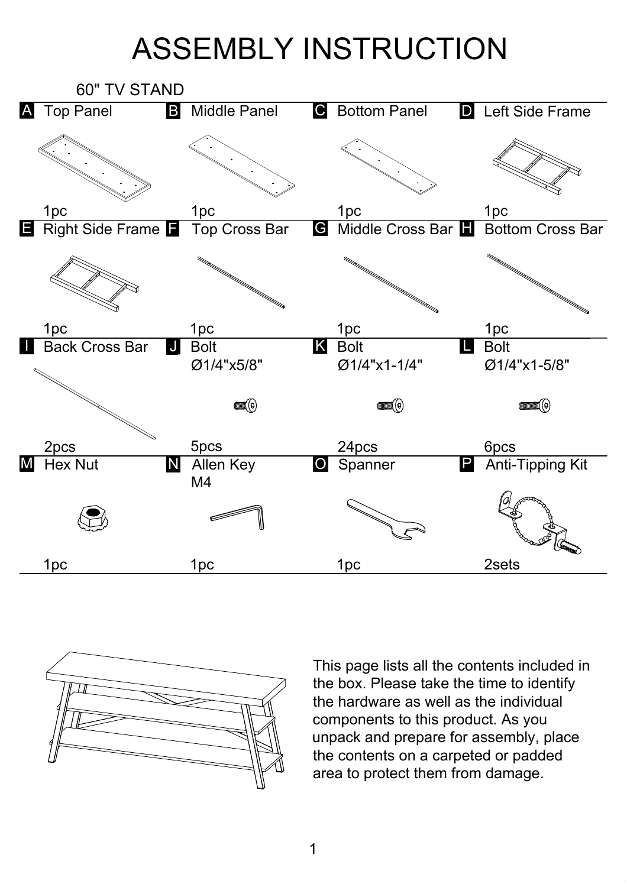# ASSEMBLY INSTRUCTION

## 60" TV STAND

| Part | Name | Qty |
| --- | --- | --- |
| A | Top Panel | 1pc |
| B | Middle Panel | 1pc |
| C | Bottom Panel | 1pc |
| D | Left Side Frame | 1pc |
| E | Right Side Frame | 1pc |
| F | Top Cross Bar | 1pc |
| G | Middle Cross Bar | 1pc |
| H | Bottom Cross Bar | 1pc |
| I | Back Cross Bar | 2pcs |
| J | Bolt Ø1/4"x5/8" | 5pcs |
| K | Bolt Ø1/4"x1-1/4" | 24pcs |
| L | Bolt Ø1/4"x1-5/8" | 6pcs |
| M | Hex Nut | 1pc |
| N | Allen Key M4 | 1pc |
| O | Spanner | 1pc |
| P | Anti-Tipping Kit | 2sets |

This page lists all the contents included in the box. Please take the time to identify the hardware as well as the individual components to this product. As you unpack and prepare for assembly, place the contents on a carpeted or padded area to protect them from damage.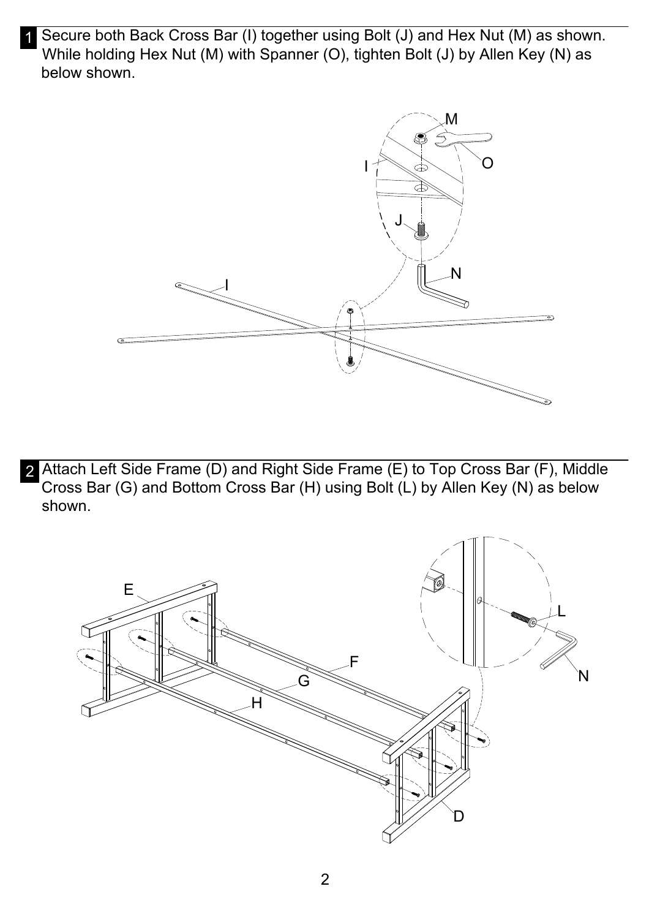**1** Secure both Back Cross Bar (I) together using Bolt (J) and Hex Nut (M) as shown. While holding Hex Nut (M) with Spanner (O), tighten Bolt (J) by Allen Key (N) as below shown.

**2** Attach Left Side Frame (D) and Right Side Frame (E) to Top Cross Bar (F), Middle Cross Bar (G) and Bottom Cross Bar (H) using Bolt (L) by Allen Key (N) as below shown.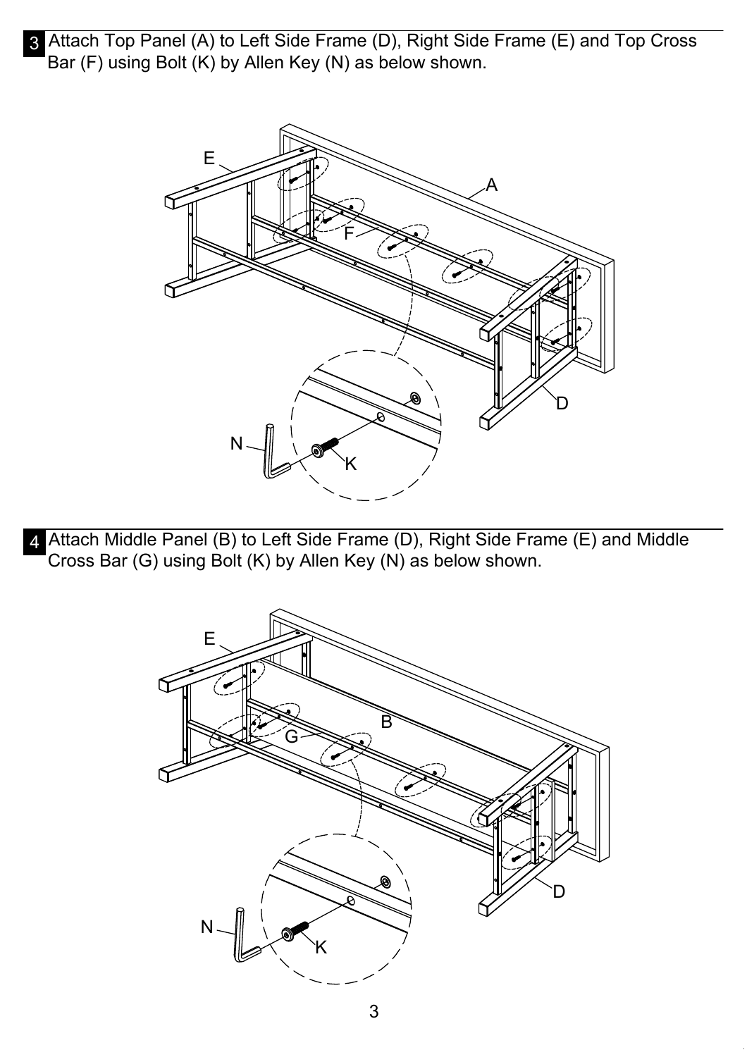**3** Attach Top Panel (A) to Left Side Frame (D), Right Side Frame (E) and Top Cross Bar (F) using Bolt (K) by Allen Key (N) as below shown.

**4** Attach Middle Panel (B) to Left Side Frame (D), Right Side Frame (E) and Middle Cross Bar (G) using Bolt (K) by Allen Key (N) as below shown.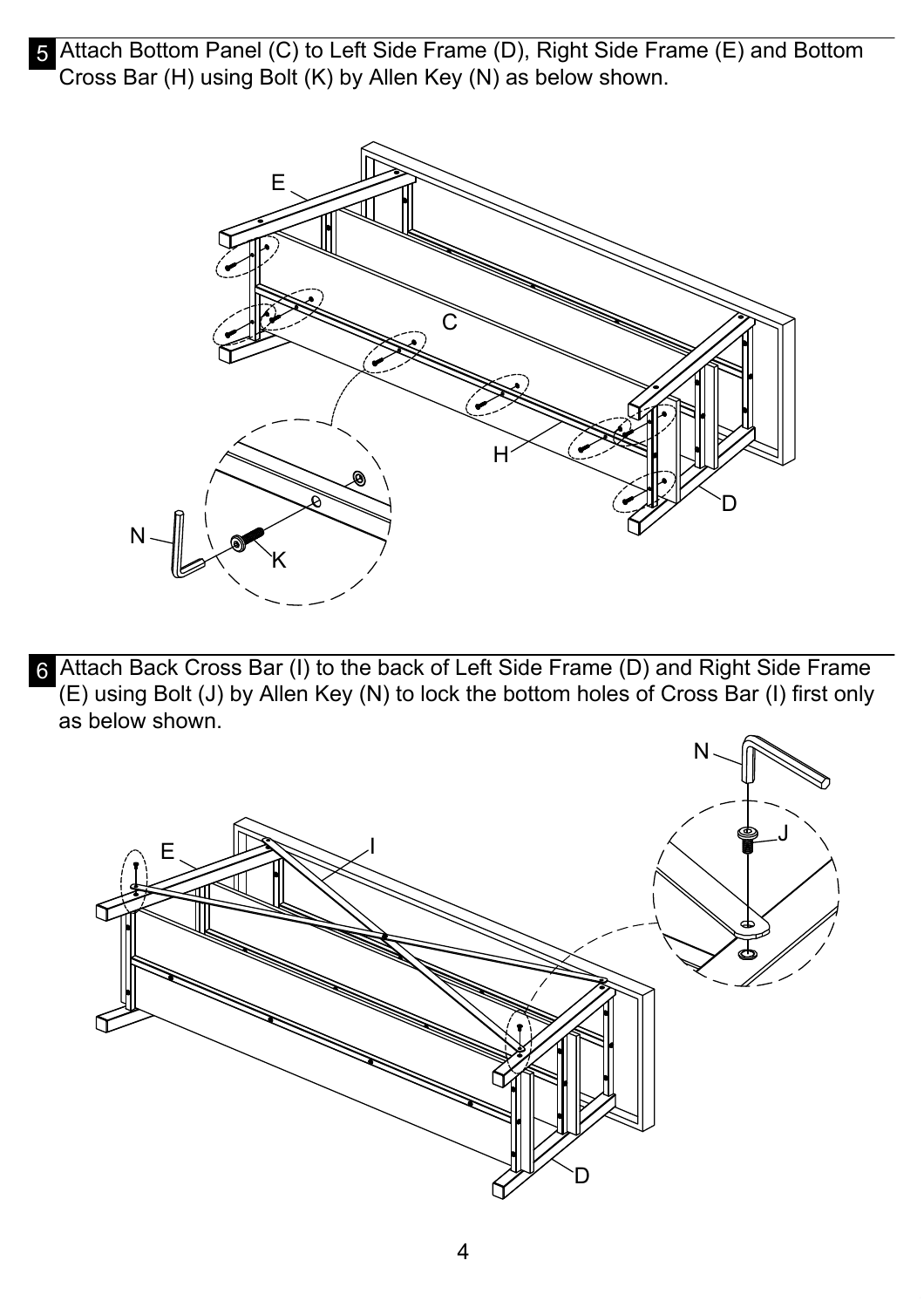**5** Attach Bottom Panel (C) to Left Side Frame (D), Right Side Frame (E) and Bottom Cross Bar (H) using Bolt (K) by Allen Key (N) as below shown.

**6** Attach Back Cross Bar (I) to the back of Left Side Frame (D) and Right Side Frame (E) using Bolt (J) by Allen Key (N) to lock the bottom holes of Cross Bar (I) first only as below shown.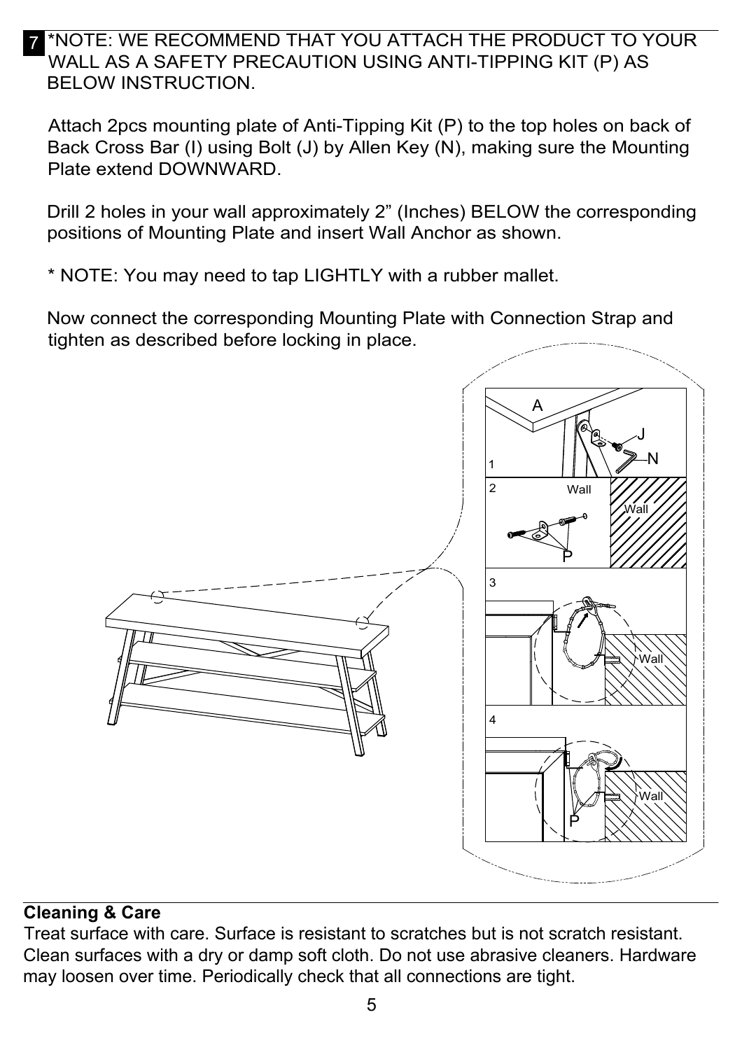**7** *NOTE: WE RECOMMEND THAT YOU ATTACH THE PRODUCT TO YOUR WALL AS A SAFETY PRECAUTION USING ANTI-TIPPING KIT (P) AS BELOW INSTRUCTION.

Attach 2pcs mounting plate of Anti-Tipping Kit (P) to the top holes on back of Back Cross Bar (I) using Bolt (J) by Allen Key (N), making sure the Mounting Plate extend DOWNWARD.

Drill 2 holes in your wall approximately 2" (Inches) BELOW the corresponding positions of Mounting Plate and insert Wall Anchor as shown.

* NOTE: You may need to tap LIGHTLY with a rubber mallet.

Now connect the corresponding Mounting Plate with Connection Strap and tighten as described before locking in place.

## Cleaning & Care

Treat surface with care. Surface is resistant to scratches but is not scratch resistant. Clean surfaces with a dry or damp soft cloth. Do not use abrasive cleaners. Hardware may loosen over time. Periodically check that all connections are tight.